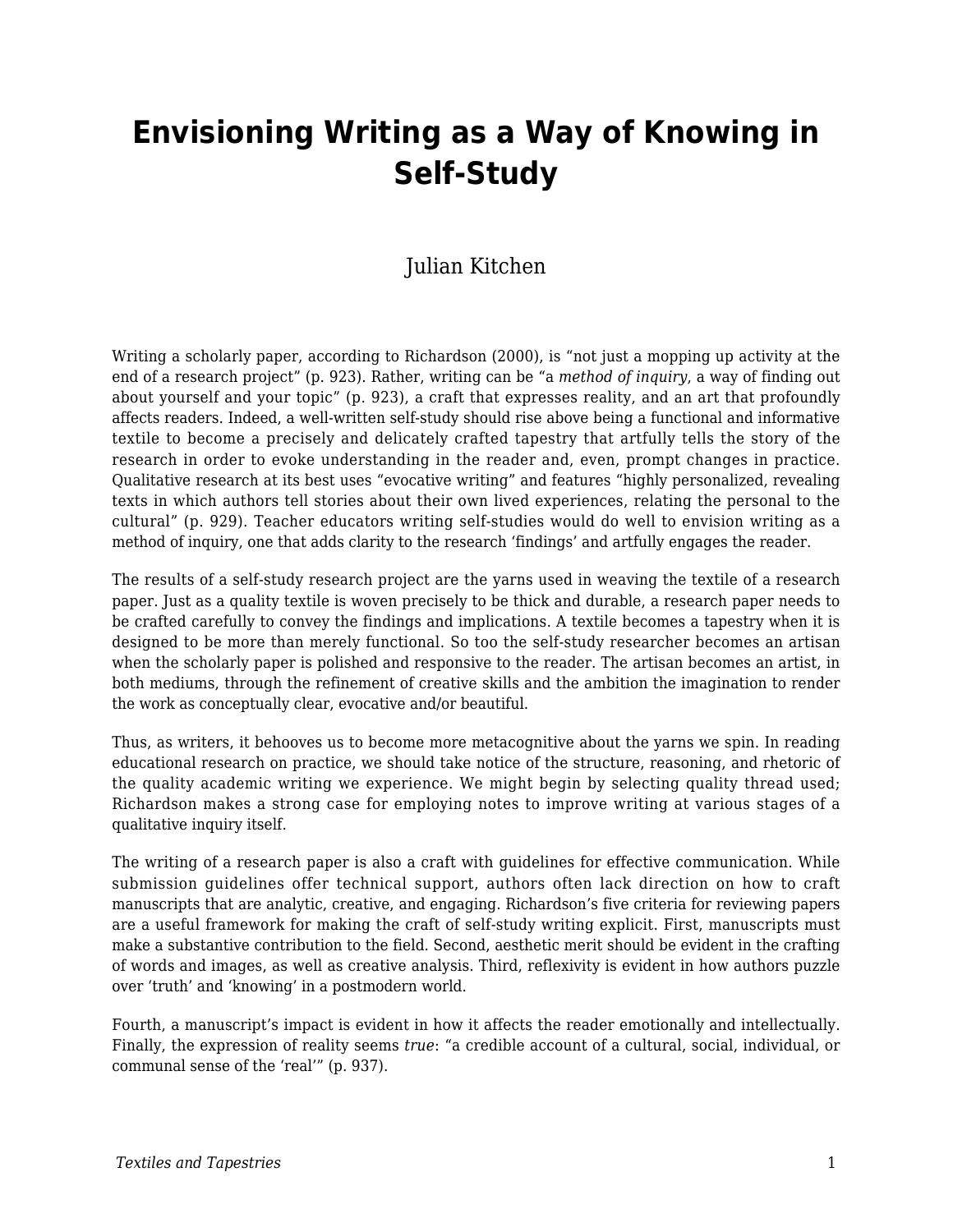# Envisioning Writing as a Way of Knowing in Self-Study

Julian Kitchen

Writing a scholarly paper, according to Richardson (2000), is "not just a mopping up activity at the end of a research project" (p. 923). Rather, writing can be "a *method of inquiry*, a way of finding out about yourself and your topic" (p. 923), a craft that expresses reality, and an art that profoundly affects readers. Indeed, a well-written self-study should rise above being a functional and informative textile to become a precisely and delicately crafted tapestry that artfully tells the story of the research in order to evoke understanding in the reader and, even, prompt changes in practice. Qualitative research at its best uses "evocative writing" and features "highly personalized, revealing texts in which authors tell stories about their own lived experiences, relating the personal to the cultural" (p. 929). Teacher educators writing self-studies would do well to envision writing as a method of inquiry, one that adds clarity to the research 'findings' and artfully engages the reader.

The results of a self-study research project are the yarns used in weaving the textile of a research paper. Just as a quality textile is woven precisely to be thick and durable, a research paper needs to be crafted carefully to convey the findings and implications. A textile becomes a tapestry when it is designed to be more than merely functional. So too the self-study researcher becomes an artisan when the scholarly paper is polished and responsive to the reader. The artisan becomes an artist, in both mediums, through the refinement of creative skills and the ambition the imagination to render the work as conceptually clear, evocative and/or beautiful.

Thus, as writers, it behooves us to become more metacognitive about the yarns we spin. In reading educational research on practice, we should take notice of the structure, reasoning, and rhetoric of the quality academic writing we experience. We might begin by selecting quality thread used; Richardson makes a strong case for employing notes to improve writing at various stages of a qualitative inquiry itself.

The writing of a research paper is also a craft with guidelines for effective communication. While submission guidelines offer technical support, authors often lack direction on how to craft manuscripts that are analytic, creative, and engaging. Richardson's five criteria for reviewing papers are a useful framework for making the craft of self-study writing explicit. First, manuscripts must make a substantive contribution to the field. Second, aesthetic merit should be evident in the crafting of words and images, as well as creative analysis. Third, reflexivity is evident in how authors puzzle over 'truth' and 'knowing' in a postmodern world.

Fourth, a manuscript's impact is evident in how it affects the reader emotionally and intellectually. Finally, the expression of reality seems *true*: "a credible account of a cultural, social, individual, or communal sense of the 'real'" (p. 937).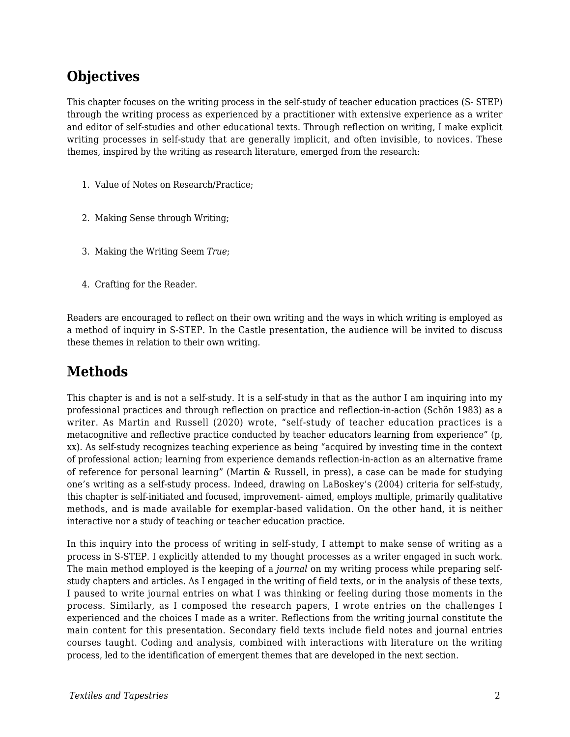## Objectives

This chapter focuses on the writing process in the self-study of teacher education practices (S- STEP) through the writing process as experienced by a practitioner with extensive experience as a writer and editor of self-studies and other educational texts. Through reflection on writing, I make explicit writing processes in self-study that are generally implicit, and often invisible, to novices. These themes, inspired by the writing as research literature, emerged from the research:

1. Value of Notes on Research/Practice;
2. Making Sense through Writing;
3. Making the Writing Seem *True*;
4. Crafting for the Reader.

Readers are encouraged to reflect on their own writing and the ways in which writing is employed as a method of inquiry in S-STEP. In the Castle presentation, the audience will be invited to discuss these themes in relation to their own writing.

## Methods

This chapter is and is not a self-study. It is a self-study in that as the author I am inquiring into my professional practices and through reflection on practice and reflection-in-action (Schön 1983) as a writer. As Martin and Russell (2020) wrote, "self-study of teacher education practices is a metacognitive and reflective practice conducted by teacher educators learning from experience" (p, xx). As self-study recognizes teaching experience as being "acquired by investing time in the context of professional action; learning from experience demands reflection-in-action as an alternative frame of reference for personal learning" (Martin & Russell, in press), a case can be made for studying one's writing as a self-study process. Indeed, drawing on LaBoskey's (2004) criteria for self-study, this chapter is self-initiated and focused, improvement- aimed, employs multiple, primarily qualitative methods, and is made available for exemplar-based validation. On the other hand, it is neither interactive nor a study of teaching or teacher education practice.

In this inquiry into the process of writing in self-study, I attempt to make sense of writing as a process in S-STEP. I explicitly attended to my thought processes as a writer engaged in such work. The main method employed is the keeping of a *journal* on my writing process while preparing self-study chapters and articles. As I engaged in the writing of field texts, or in the analysis of these texts, I paused to write journal entries on what I was thinking or feeling during those moments in the process. Similarly, as I composed the research papers, I wrote entries on the challenges I experienced and the choices I made as a writer. Reflections from the writing journal constitute the main content for this presentation. Secondary field texts include field notes and journal entries courses taught. Coding and analysis, combined with interactions with literature on the writing process, led to the identification of emergent themes that are developed in the next section.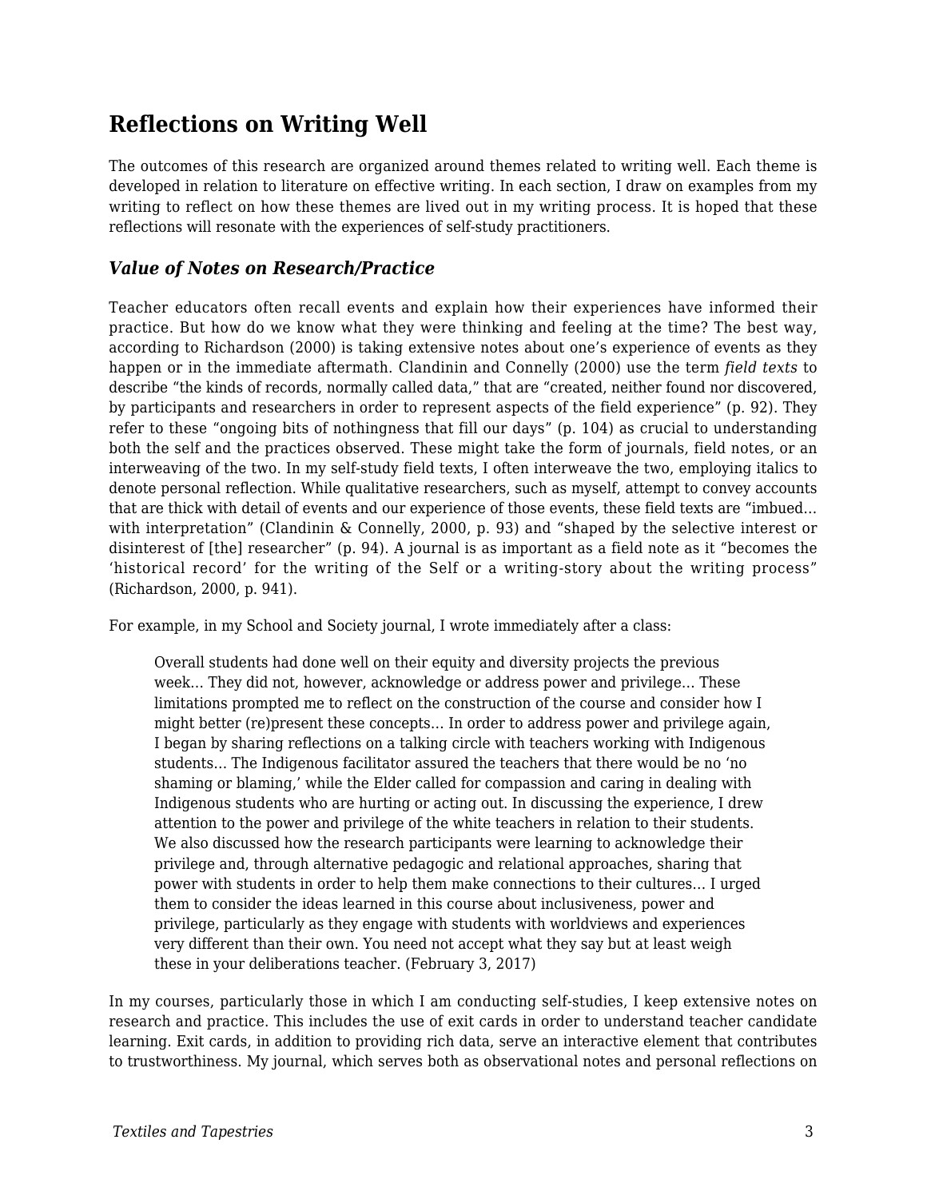## Reflections on Writing Well

The outcomes of this research are organized around themes related to writing well. Each theme is developed in relation to literature on effective writing. In each section, I draw on examples from my writing to reflect on how these themes are lived out in my writing process. It is hoped that these reflections will resonate with the experiences of self-study practitioners.

### *Value of Notes on Research/Practice*

Teacher educators often recall events and explain how their experiences have informed their practice. But how do we know what they were thinking and feeling at the time? The best way, according to Richardson (2000) is taking extensive notes about one's experience of events as they happen or in the immediate aftermath. Clandinin and Connelly (2000) use the term *field texts* to describe "the kinds of records, normally called data," that are "created, neither found nor discovered, by participants and researchers in order to represent aspects of the field experience" (p. 92). They refer to these "ongoing bits of nothingness that fill our days" (p. 104) as crucial to understanding both the self and the practices observed. These might take the form of journals, field notes, or an interweaving of the two. In my self-study field texts, I often interweave the two, employing italics to denote personal reflection. While qualitative researchers, such as myself, attempt to convey accounts that are thick with detail of events and our experience of those events, these field texts are "imbued… with interpretation" (Clandinin & Connelly, 2000, p. 93) and "shaped by the selective interest or disinterest of [the] researcher" (p. 94). A journal is as important as a field note as it "becomes the 'historical record' for the writing of the Self or a writing-story about the writing process" (Richardson, 2000, p. 941).

For example, in my School and Society journal, I wrote immediately after a class:

> Overall students had done well on their equity and diversity projects the previous week… They did not, however, acknowledge or address power and privilege… These limitations prompted me to reflect on the construction of the course and consider how I might better (re)present these concepts… In order to address power and privilege again, I began by sharing reflections on a talking circle with teachers working with Indigenous students… The Indigenous facilitator assured the teachers that there would be no 'no shaming or blaming,' while the Elder called for compassion and caring in dealing with Indigenous students who are hurting or acting out. In discussing the experience, I drew attention to the power and privilege of the white teachers in relation to their students. We also discussed how the research participants were learning to acknowledge their privilege and, through alternative pedagogic and relational approaches, sharing that power with students in order to help them make connections to their cultures… I urged them to consider the ideas learned in this course about inclusiveness, power and privilege, particularly as they engage with students with worldviews and experiences very different than their own. You need not accept what they say but at least weigh these in your deliberations teacher. (February 3, 2017)

In my courses, particularly those in which I am conducting self-studies, I keep extensive notes on research and practice. This includes the use of exit cards in order to understand teacher candidate learning. Exit cards, in addition to providing rich data, serve an interactive element that contributes to trustworthiness. My journal, which serves both as observational notes and personal reflections on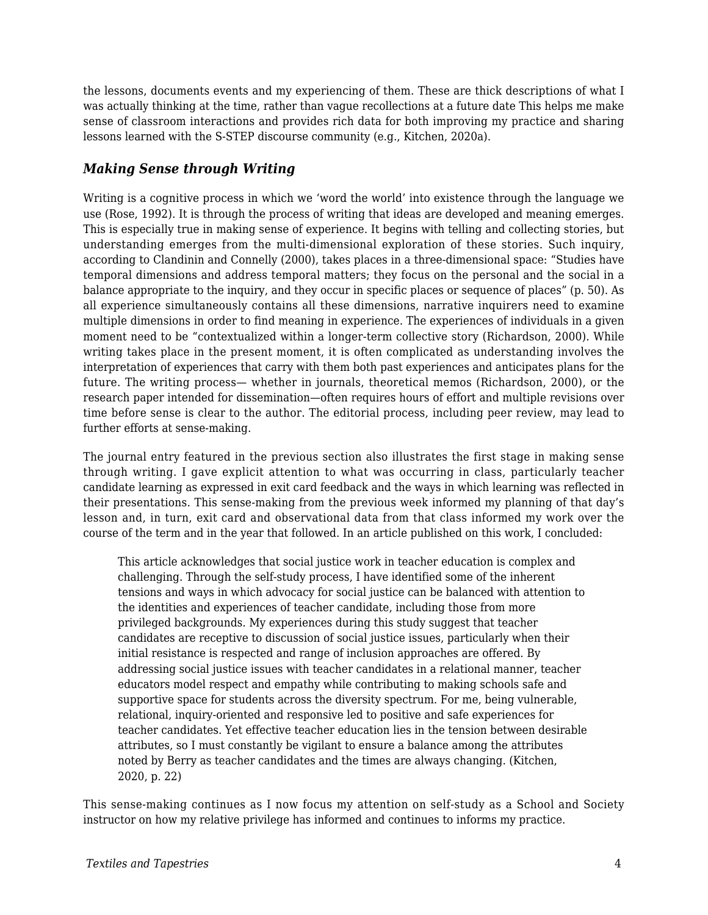the lessons, documents events and my experiencing of them. These are thick descriptions of what I was actually thinking at the time, rather than vague recollections at a future date This helps me make sense of classroom interactions and provides rich data for both improving my practice and sharing lessons learned with the S-STEP discourse community (e.g., Kitchen, 2020a).

### *Making Sense through Writing*

Writing is a cognitive process in which we 'word the world' into existence through the language we use (Rose, 1992). It is through the process of writing that ideas are developed and meaning emerges. This is especially true in making sense of experience. It begins with telling and collecting stories, but understanding emerges from the multi-dimensional exploration of these stories. Such inquiry, according to Clandinin and Connelly (2000), takes places in a three-dimensional space: "Studies have temporal dimensions and address temporal matters; they focus on the personal and the social in a balance appropriate to the inquiry, and they occur in specific places or sequence of places" (p. 50). As all experience simultaneously contains all these dimensions, narrative inquirers need to examine multiple dimensions in order to find meaning in experience. The experiences of individuals in a given moment need to be "contextualized within a longer-term collective story (Richardson, 2000). While writing takes place in the present moment, it is often complicated as understanding involves the interpretation of experiences that carry with them both past experiences and anticipates plans for the future. The writing process— whether in journals, theoretical memos (Richardson, 2000), or the research paper intended for dissemination—often requires hours of effort and multiple revisions over time before sense is clear to the author. The editorial process, including peer review, may lead to further efforts at sense-making.

The journal entry featured in the previous section also illustrates the first stage in making sense through writing. I gave explicit attention to what was occurring in class, particularly teacher candidate learning as expressed in exit card feedback and the ways in which learning was reflected in their presentations. This sense-making from the previous week informed my planning of that day's lesson and, in turn, exit card and observational data from that class informed my work over the course of the term and in the year that followed. In an article published on this work, I concluded:

> This article acknowledges that social justice work in teacher education is complex and challenging. Through the self-study process, I have identified some of the inherent tensions and ways in which advocacy for social justice can be balanced with attention to the identities and experiences of teacher candidate, including those from more privileged backgrounds. My experiences during this study suggest that teacher candidates are receptive to discussion of social justice issues, particularly when their initial resistance is respected and range of inclusion approaches are offered. By addressing social justice issues with teacher candidates in a relational manner, teacher educators model respect and empathy while contributing to making schools safe and supportive space for students across the diversity spectrum. For me, being vulnerable, relational, inquiry-oriented and responsive led to positive and safe experiences for teacher candidates. Yet effective teacher education lies in the tension between desirable attributes, so I must constantly be vigilant to ensure a balance among the attributes noted by Berry as teacher candidates and the times are always changing. (Kitchen, 2020, p. 22)

This sense-making continues as I now focus my attention on self-study as a School and Society instructor on how my relative privilege has informed and continues to informs my practice.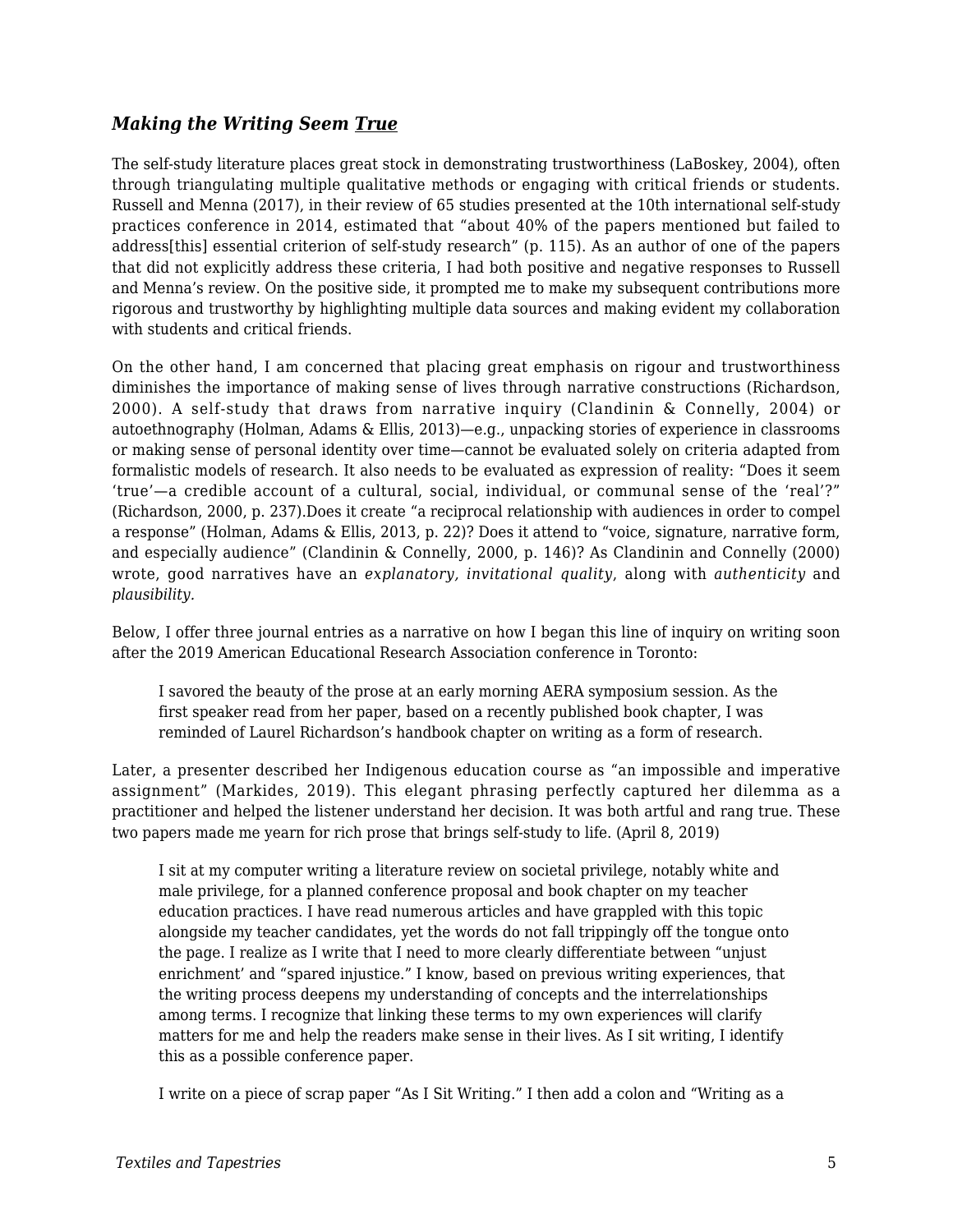### *Making the Writing Seem <u>True</u>*

The self-study literature places great stock in demonstrating trustworthiness (LaBoskey, 2004), often through triangulating multiple qualitative methods or engaging with critical friends or students. Russell and Menna (2017), in their review of 65 studies presented at the 10th international self-study practices conference in 2014, estimated that "about 40% of the papers mentioned but failed to address[this] essential criterion of self-study research" (p. 115). As an author of one of the papers that did not explicitly address these criteria, I had both positive and negative responses to Russell and Menna's review. On the positive side, it prompted me to make my subsequent contributions more rigorous and trustworthy by highlighting multiple data sources and making evident my collaboration with students and critical friends.

On the other hand, I am concerned that placing great emphasis on rigour and trustworthiness diminishes the importance of making sense of lives through narrative constructions (Richardson, 2000). A self-study that draws from narrative inquiry (Clandinin & Connelly, 2004) or autoethnography (Holman, Adams & Ellis, 2013)—e.g., unpacking stories of experience in classrooms or making sense of personal identity over time—cannot be evaluated solely on criteria adapted from formalistic models of research. It also needs to be evaluated as expression of reality: "Does it seem 'true'—a credible account of a cultural, social, individual, or communal sense of the 'real'?" (Richardson, 2000, p. 237).Does it create "a reciprocal relationship with audiences in order to compel a response" (Holman, Adams & Ellis, 2013, p. 22)? Does it attend to "voice, signature, narrative form, and especially audience" (Clandinin & Connelly, 2000, p. 146)? As Clandinin and Connelly (2000) wrote, good narratives have an *explanatory, invitational quality*, along with *authenticity* and *plausibility.*

Below, I offer three journal entries as a narrative on how I began this line of inquiry on writing soon after the 2019 American Educational Research Association conference in Toronto:

> I savored the beauty of the prose at an early morning AERA symposium session. As the first speaker read from her paper, based on a recently published book chapter, I was reminded of Laurel Richardson's handbook chapter on writing as a form of research.

Later, a presenter described her Indigenous education course as "an impossible and imperative assignment" (Markides, 2019). This elegant phrasing perfectly captured her dilemma as a practitioner and helped the listener understand her decision. It was both artful and rang true. These two papers made me yearn for rich prose that brings self-study to life. (April 8, 2019)

> I sit at my computer writing a literature review on societal privilege, notably white and male privilege, for a planned conference proposal and book chapter on my teacher education practices. I have read numerous articles and have grappled with this topic alongside my teacher candidates, yet the words do not fall trippingly off the tongue onto the page. I realize as I write that I need to more clearly differentiate between "unjust enrichment' and "spared injustice." I know, based on previous writing experiences, that the writing process deepens my understanding of concepts and the interrelationships among terms. I recognize that linking these terms to my own experiences will clarify matters for me and help the readers make sense in their lives. As I sit writing, I identify this as a possible conference paper.
>
> I write on a piece of scrap paper "As I Sit Writing." I then add a colon and "Writing as a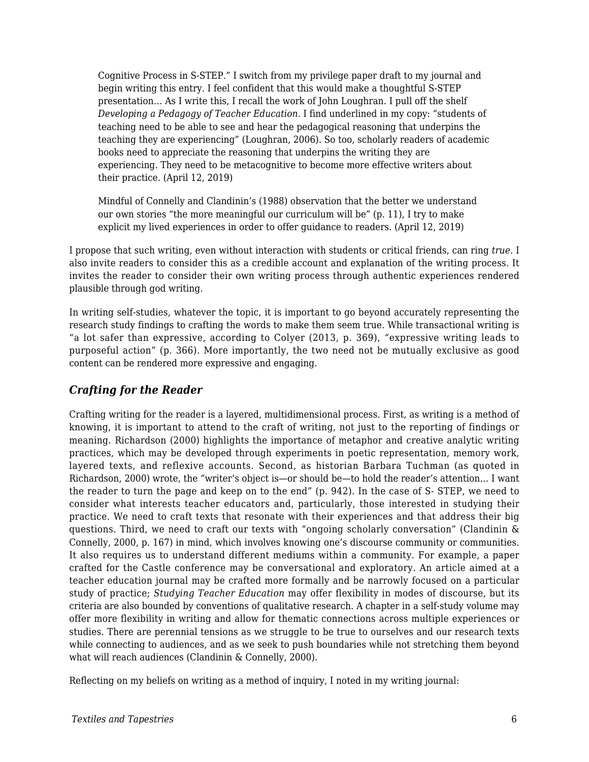> Cognitive Process in S-STEP." I switch from my privilege paper draft to my journal and begin writing this entry. I feel confident that this would make a thoughtful S-STEP presentation… As I write this, I recall the work of John Loughran. I pull off the shelf *Developing a Pedagogy of Teacher Education.* I find underlined in my copy: "students of teaching need to be able to see and hear the pedagogical reasoning that underpins the teaching they are experiencing" (Loughran, 2006). So too, scholarly readers of academic books need to appreciate the reasoning that underpins the writing they are experiencing. They need to be metacognitive to become more effective writers about their practice. (April 12, 2019)
>
> Mindful of Connelly and Clandinin's (1988) observation that the better we understand our own stories "the more meaningful our curriculum will be" (p. 11), I try to make explicit my lived experiences in order to offer guidance to readers. (April 12, 2019)

I propose that such writing, even without interaction with students or critical friends, can ring *true.* I also invite readers to consider this as a credible account and explanation of the writing process. It invites the reader to consider their own writing process through authentic experiences rendered plausible through god writing.

In writing self-studies, whatever the topic, it is important to go beyond accurately representing the research study findings to crafting the words to make them seem true. While transactional writing is "a lot safer than expressive, according to Colyer (2013, p. 369), "expressive writing leads to purposeful action" (p. 366). More importantly, the two need not be mutually exclusive as good content can be rendered more expressive and engaging.

### *Crafting for the Reader*

Crafting writing for the reader is a layered, multidimensional process. First, as writing is a method of knowing, it is important to attend to the craft of writing, not just to the reporting of findings or meaning. Richardson (2000) highlights the importance of metaphor and creative analytic writing practices, which may be developed through experiments in poetic representation, memory work, layered texts, and reflexive accounts. Second, as historian Barbara Tuchman (as quoted in Richardson, 2000) wrote, the "writer's object is—or should be—to hold the reader's attention… I want the reader to turn the page and keep on to the end" (p. 942). In the case of S- STEP, we need to consider what interests teacher educators and, particularly, those interested in studying their practice. We need to craft texts that resonate with their experiences and that address their big questions. Third, we need to craft our texts with "ongoing scholarly conversation" (Clandinin & Connelly, 2000, p. 167) in mind, which involves knowing one's discourse community or communities. It also requires us to understand different mediums within a community. For example, a paper crafted for the Castle conference may be conversational and exploratory. An article aimed at a teacher education journal may be crafted more formally and be narrowly focused on a particular study of practice; *Studying Teacher Education* may offer flexibility in modes of discourse, but its criteria are also bounded by conventions of qualitative research. A chapter in a self-study volume may offer more flexibility in writing and allow for thematic connections across multiple experiences or studies. There are perennial tensions as we struggle to be true to ourselves and our research texts while connecting to audiences, and as we seek to push boundaries while not stretching them beyond what will reach audiences (Clandinin & Connelly, 2000).

Reflecting on my beliefs on writing as a method of inquiry, I noted in my writing journal: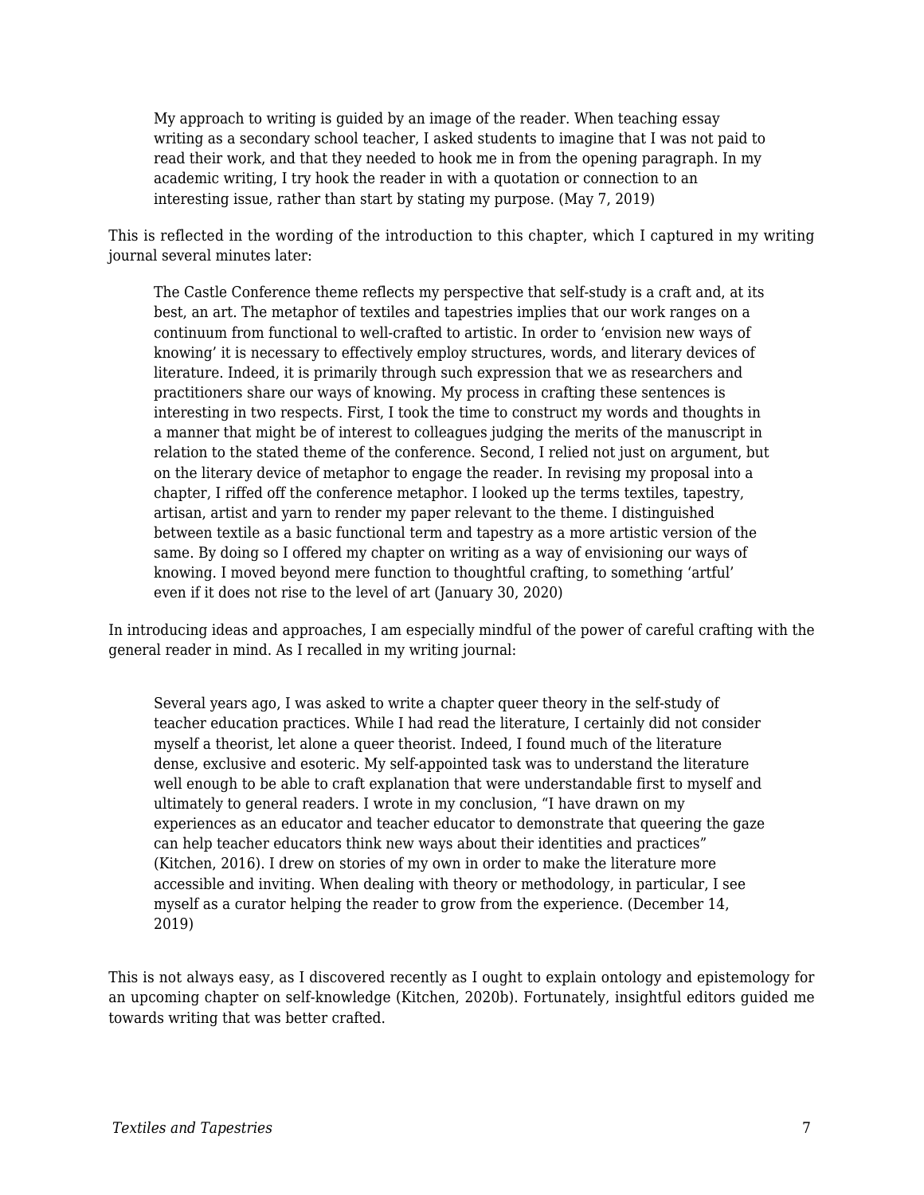> My approach to writing is guided by an image of the reader. When teaching essay writing as a secondary school teacher, I asked students to imagine that I was not paid to read their work, and that they needed to hook me in from the opening paragraph. In my academic writing, I try hook the reader in with a quotation or connection to an interesting issue, rather than start by stating my purpose. (May 7, 2019)

This is reflected in the wording of the introduction to this chapter, which I captured in my writing journal several minutes later:

> The Castle Conference theme reflects my perspective that self-study is a craft and, at its best, an art. The metaphor of textiles and tapestries implies that our work ranges on a continuum from functional to well-crafted to artistic. In order to 'envision new ways of knowing' it is necessary to effectively employ structures, words, and literary devices of literature. Indeed, it is primarily through such expression that we as researchers and practitioners share our ways of knowing. My process in crafting these sentences is interesting in two respects. First, I took the time to construct my words and thoughts in a manner that might be of interest to colleagues judging the merits of the manuscript in relation to the stated theme of the conference. Second, I relied not just on argument, but on the literary device of metaphor to engage the reader. In revising my proposal into a chapter, I riffed off the conference metaphor. I looked up the terms textiles, tapestry, artisan, artist and yarn to render my paper relevant to the theme. I distinguished between textile as a basic functional term and tapestry as a more artistic version of the same. By doing so I offered my chapter on writing as a way of envisioning our ways of knowing. I moved beyond mere function to thoughtful crafting, to something 'artful' even if it does not rise to the level of art (January 30, 2020)

In introducing ideas and approaches, I am especially mindful of the power of careful crafting with the general reader in mind. As I recalled in my writing journal:

> Several years ago, I was asked to write a chapter queer theory in the self-study of teacher education practices. While I had read the literature, I certainly did not consider myself a theorist, let alone a queer theorist. Indeed, I found much of the literature dense, exclusive and esoteric. My self-appointed task was to understand the literature well enough to be able to craft explanation that were understandable first to myself and ultimately to general readers. I wrote in my conclusion, "I have drawn on my experiences as an educator and teacher educator to demonstrate that queering the gaze can help teacher educators think new ways about their identities and practices" (Kitchen, 2016). I drew on stories of my own in order to make the literature more accessible and inviting. When dealing with theory or methodology, in particular, I see myself as a curator helping the reader to grow from the experience. (December 14, 2019)

This is not always easy, as I discovered recently as I ought to explain ontology and epistemology for an upcoming chapter on self-knowledge (Kitchen, 2020b). Fortunately, insightful editors guided me towards writing that was better crafted.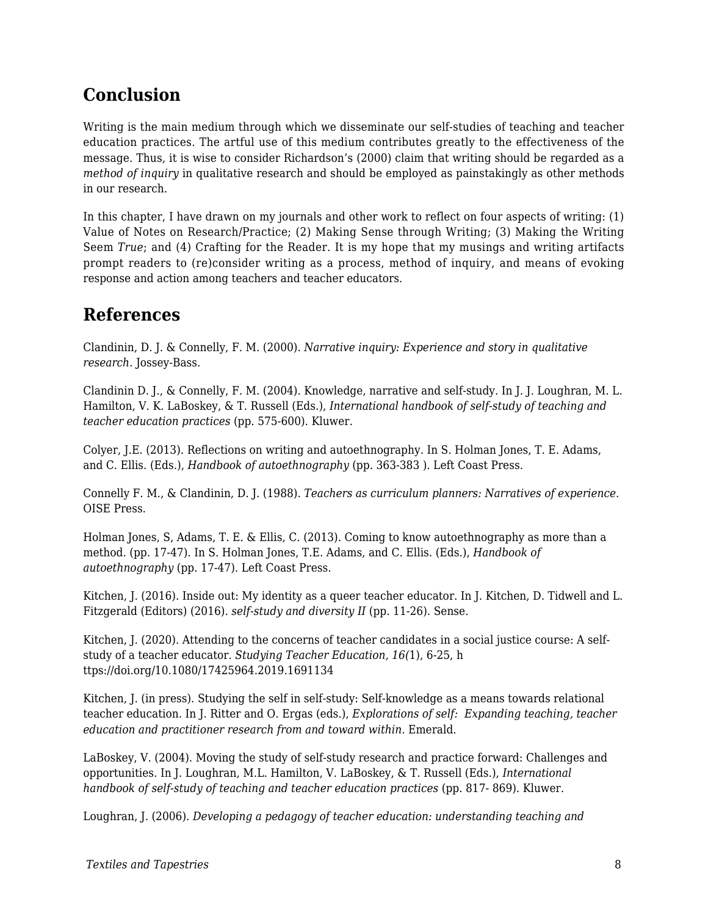## Conclusion

Writing is the main medium through which we disseminate our self-studies of teaching and teacher education practices. The artful use of this medium contributes greatly to the effectiveness of the message. Thus, it is wise to consider Richardson's (2000) claim that writing should be regarded as a *method of inquiry* in qualitative research and should be employed as painstakingly as other methods in our research.

In this chapter, I have drawn on my journals and other work to reflect on four aspects of writing: (1) Value of Notes on Research/Practice; (2) Making Sense through Writing; (3) Making the Writing Seem *True*; and (4) Crafting for the Reader. It is my hope that my musings and writing artifacts prompt readers to (re)consider writing as a process, method of inquiry, and means of evoking response and action among teachers and teacher educators.

## References

Clandinin, D. J. & Connelly, F. M. (2000). *Narrative inquiry: Experience and story in qualitative research*. Jossey-Bass.

Clandinin D. J., & Connelly, F. M. (2004). Knowledge, narrative and self-study. In J. J. Loughran, M. L. Hamilton, V. K. LaBoskey, & T. Russell (Eds.), *International handbook of self-study of teaching and teacher education practices* (pp. 575-600). Kluwer.

Colyer, J.E. (2013). Reflections on writing and autoethnography. In S. Holman Jones, T. E. Adams, and C. Ellis. (Eds.), *Handbook of autoethnography* (pp. 363-383 ). Left Coast Press.

Connelly F. M., & Clandinin, D. J. (1988). *Teachers as curriculum planners: Narratives of experience.* OISE Press.

Holman Jones, S, Adams, T. E. & Ellis, C. (2013). Coming to know autoethnography as more than a method. (pp. 17-47). In S. Holman Jones, T.E. Adams, and C. Ellis. (Eds.), *Handbook of autoethnography* (pp. 17-47). Left Coast Press.

Kitchen, J. (2016). Inside out: My identity as a queer teacher educator. In J. Kitchen, D. Tidwell and L. Fitzgerald (Editors) (2016). *self-study and diversity II* (pp. 11-26). Sense.

Kitchen, J. (2020). Attending to the concerns of teacher candidates in a social justice course: A self-study of a teacher educator. *Studying Teacher Education, 16(*1), 6-25, h ttps://doi.org/10.1080/17425964.2019.1691134

Kitchen, J. (in press). Studying the self in self-study: Self-knowledge as a means towards relational teacher education. In J. Ritter and O. Ergas (eds.), *Explorations of self: Expanding teaching, teacher education and practitioner research from and toward within.* Emerald.

LaBoskey, V. (2004). Moving the study of self-study research and practice forward: Challenges and opportunities. In J. Loughran, M.L. Hamilton, V. LaBoskey, & T. Russell (Eds.), *International handbook of self-study of teaching and teacher education practices* (pp. 817- 869). Kluwer.

Loughran, J. (2006). *Developing a pedagogy of teacher education: understanding teaching and*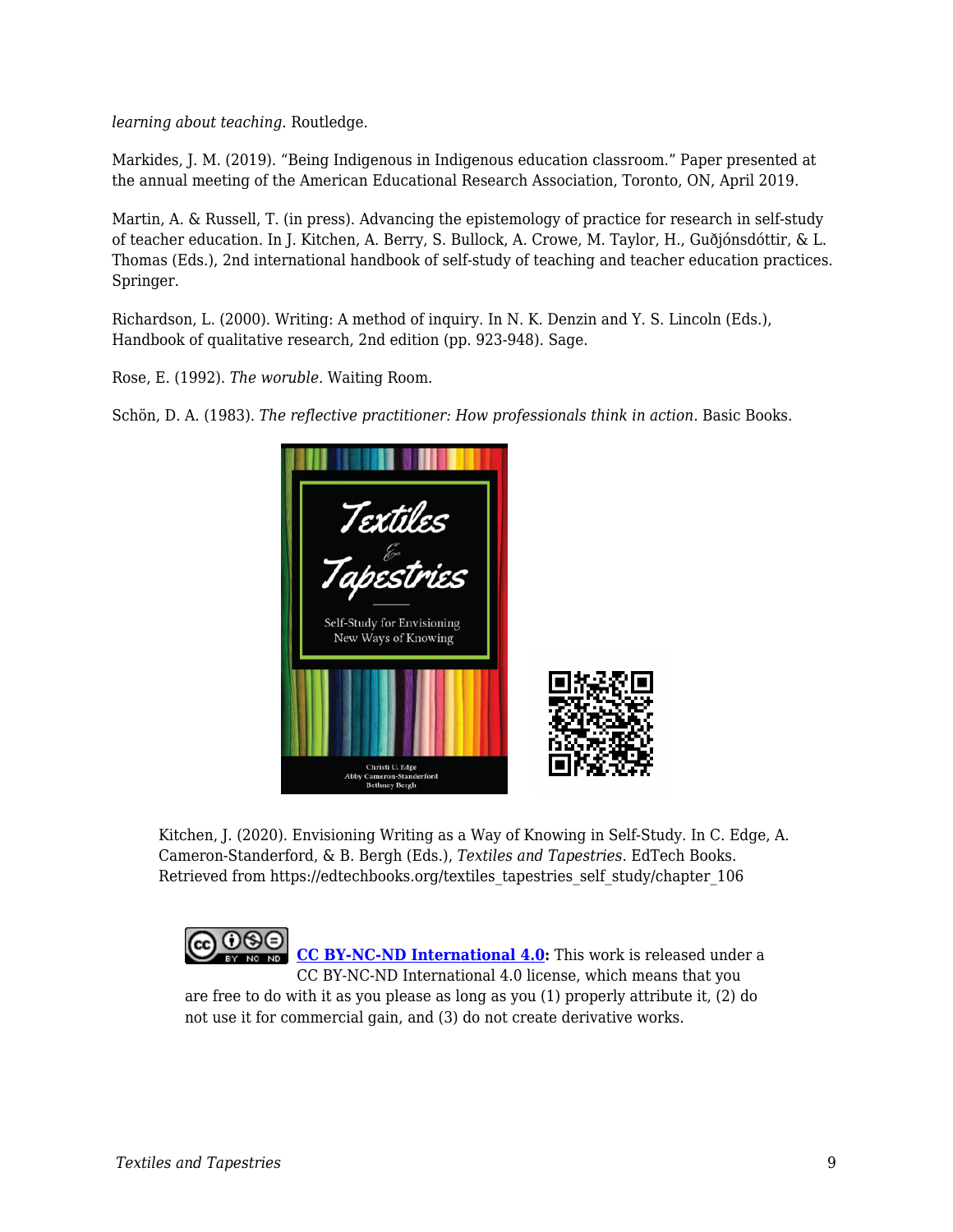*learning about teaching*. Routledge.

Markides, J. M. (2019). “Being Indigenous in Indigenous education classroom.” Paper presented at the annual meeting of the American Educational Research Association, Toronto, ON, April 2019.

Martin, A. & Russell, T. (in press). Advancing the epistemology of practice for research in self-study of teacher education. In J. Kitchen, A. Berry, S. Bullock, A. Crowe, M. Taylor, H., Guðjónsdóttir, & L. Thomas (Eds.), 2nd international handbook of self-study of teaching and teacher education practices. Springer.

Richardson, L. (2000). Writing: A method of inquiry. In N. K. Denzin and Y. S. Lincoln (Eds.), Handbook of qualitative research, 2nd edition (pp. 923-948). Sage.

Rose, E. (1992). *The woruble*. Waiting Room.

Schön, D. A. (1983). *The reflective practitioner: How professionals think in action*. Basic Books.

Kitchen, J. (2020). Envisioning Writing as a Way of Knowing in Self-Study. In C. Edge, A. Cameron-Standerford, & B. Bergh (Eds.), *Textiles and Tapestries*. EdTech Books. Retrieved from https://edtechbooks.org/textiles_tapestries_self_study/chapter_106

**CC BY-NC-ND International 4.0:** This work is released under a CC BY-NC-ND International 4.0 license, which means that you are free to do with it as you please as long as you (1) properly attribute it, (2) do not use it for commercial gain, and (3) do not create derivative works.